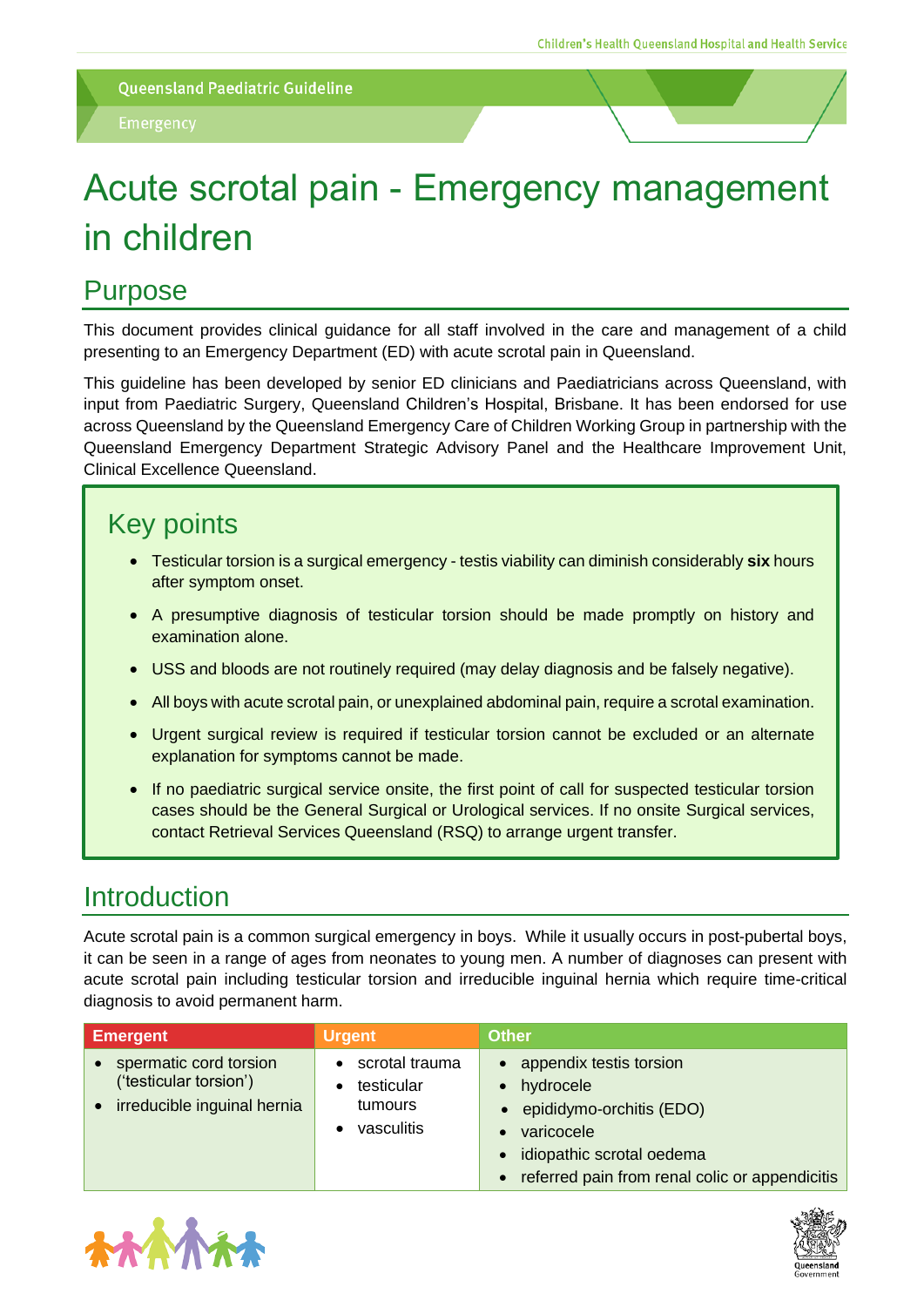Queensland Paediatric Guideline

Emergency

# Acute scrotal pain - Emergency management in children

## Purpose

This document provides clinical guidance for all staff involved in the care and management of a child presenting to an Emergency Department (ED) with acute scrotal pain in Queensland.

This guideline has been developed by senior ED clinicians and Paediatricians across Queensland, with input from Paediatric Surgery, Queensland Children's Hospital, Brisbane. It has been endorsed for use across Queensland by the Queensland Emergency Care of Children Working Group in partnership with the Queensland Emergency Department Strategic Advisory Panel and the Healthcare Improvement Unit, Clinical Excellence Queensland.

## Key points

- Testicular torsion is a surgical emergency - testis viability can diminish considerably **six** hours after symptom onset.
- A presumptive diagnosis of testicular torsion should be made promptly on history and examination alone.
- USS and bloods are not routinely required (may delay diagnosis and be falsely negative).
- All boys with acute scrotal pain, or unexplained abdominal pain, require a scrotal examination.
- Urgent surgical review is required if testicular torsion cannot be excluded or an alternate explanation for symptoms cannot be made.
- If no paediatric surgical service onsite, the first point of call for suspected testicular torsion cases should be the General Surgical or Urological services. If no onsite Surgical services, contact Retrieval Services Queensland (RSQ) to arrange urgent transfer.

## Introduction

Acute scrotal pain is a common surgical emergency in boys. While it usually occurs in post-pubertal boys, it can be seen in a range of ages from neonates to young men. A number of diagnoses can present with acute scrotal pain including testicular torsion and irreducible inguinal hernia which require time-critical diagnosis to avoid permanent harm.

| Emergent | Urgent | Other |
|---|---|---|
| • spermatic cord torsion ('testicular torsion')<br>• irreducible inguinal hernia | • scrotal trauma<br>• testicular tumours<br>• vasculitis | • appendix testis torsion<br>• hydrocele<br>• epididymo-orchitis (EDO)<br>• varicocele<br>• idiopathic scrotal oedema<br>• referred pain from renal colic or appendicitis |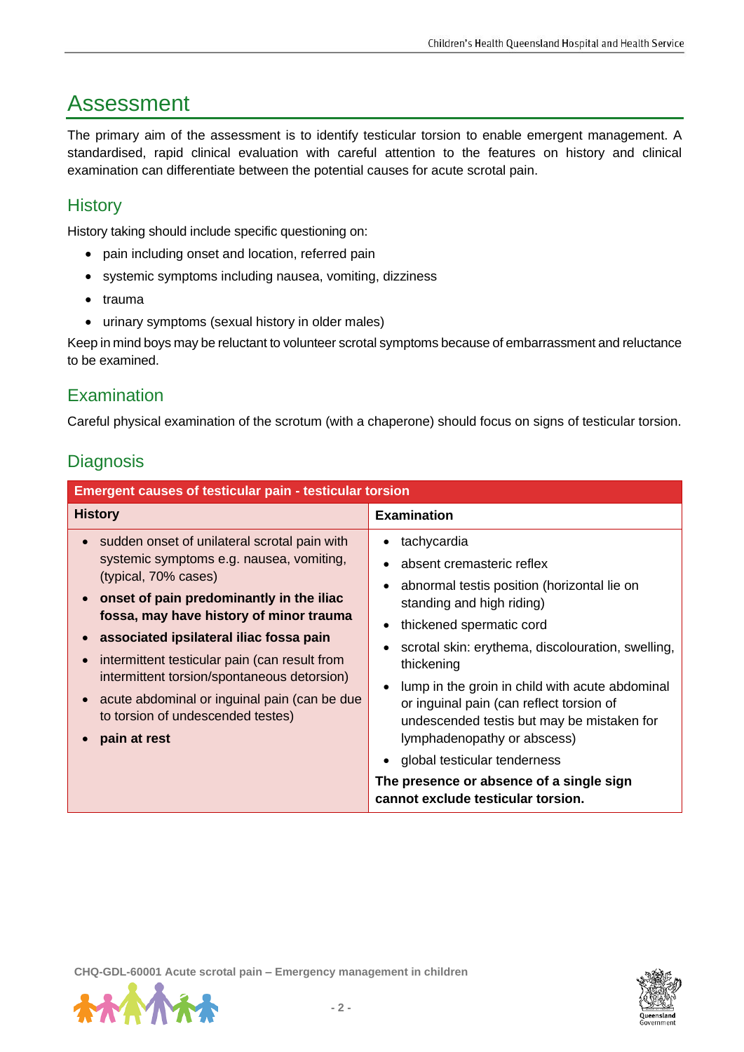# Assessment

The primary aim of the assessment is to identify testicular torsion to enable emergent management. A standardised, rapid clinical evaluation with careful attention to the features on history and clinical examination can differentiate between the potential causes for acute scrotal pain.

## History

History taking should include specific questioning on:

- pain including onset and location, referred pain
- systemic symptoms including nausea, vomiting, dizziness
- trauma
- urinary symptoms (sexual history in older males)

Keep in mind boys may be reluctant to volunteer scrotal symptoms because of embarrassment and reluctance to be examined.

## Examination

Careful physical examination of the scrotum (with a chaperone) should focus on signs of testicular torsion.

## Diagnosis

| Emergent causes of testicular pain - testicular torsion | |
|---|---|
| **History** | **Examination** |
| • sudden onset of unilateral scrotal pain with systemic symptoms e.g. nausea, vomiting, (typical, 70% cases)<br>• **onset of pain predominantly in the iliac fossa, may have history of minor trauma**<br>• **associated ipsilateral iliac fossa pain**<br>• intermittent testicular pain (can result from intermittent torsion/spontaneous detorsion)<br>• acute abdominal or inguinal pain (can be due to torsion of undescended testes)<br>• **pain at rest** | • tachycardia<br>• absent cremasteric reflex<br>• abnormal testis position (horizontal lie on standing and high riding)<br>• thickened spermatic cord<br>• scrotal skin: erythema, discolouration, swelling, thickening<br>• lump in the groin in child with acute abdominal or inguinal pain (can reflect torsion of undescended testis but may be mistaken for lymphadenopathy or abscess)<br>• global testicular tenderness<br>**The presence or absence of a single sign cannot exclude testicular torsion.** |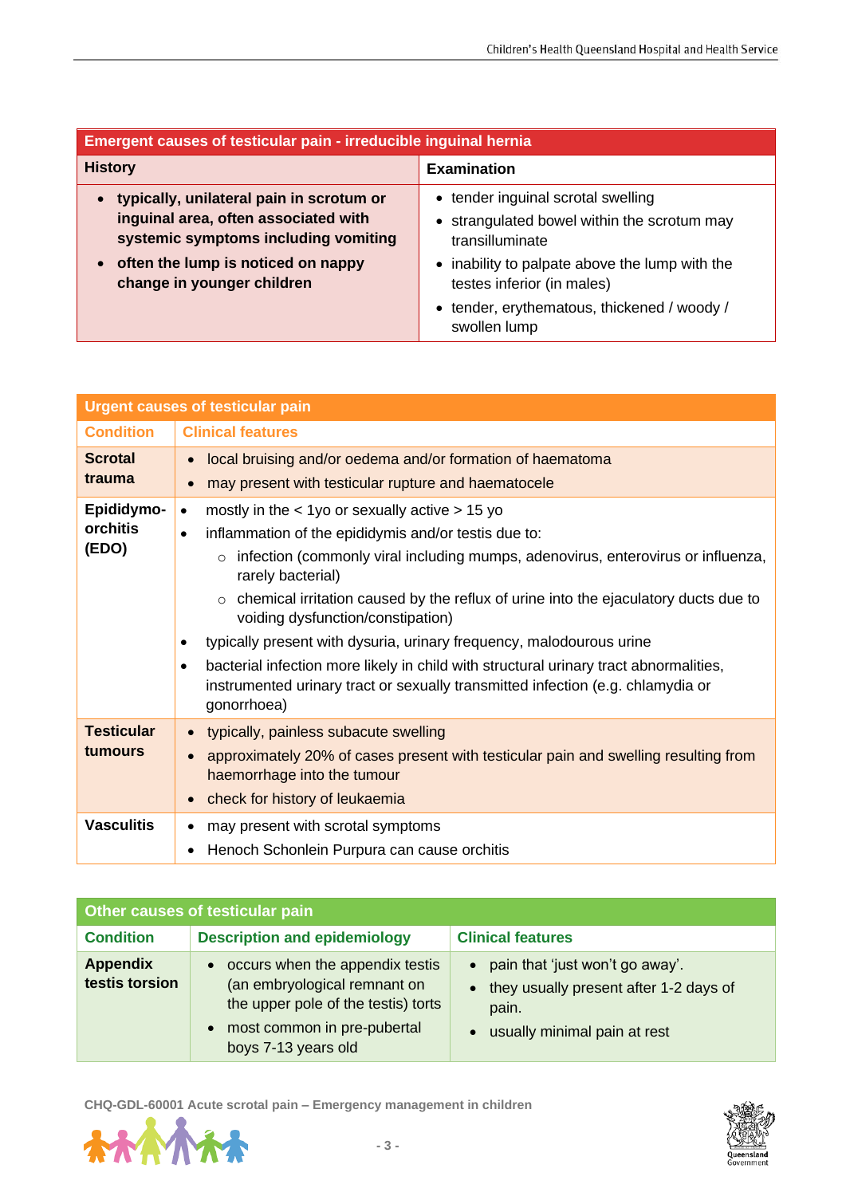| Emergent causes of testicular pain - irreducible inguinal hernia | |
|---|---|
| **History** | **Examination** |
| <ul><li>**typically, unilateral pain in scrotum or inguinal area, often associated with systemic symptoms including vomiting**</li><li>**often the lump is noticed on nappy change in younger children**</li></ul> | <ul><li>tender inguinal scrotal swelling</li><li>strangulated bowel within the scrotum may transilluminate</li><li>inability to palpate above the lump with the testes inferior (in males)</li><li>tender, erythematous, thickened / woody / swollen lump</li></ul> |

| Urgent causes of testicular pain | |
|---|---|
| **Condition** | **Clinical features** |
| **Scrotal trauma** | <ul><li>local bruising and/or oedema and/or formation of haematoma</li><li>may present with testicular rupture and haematocele</li></ul> |
| **Epididymo-orchitis (EDO)** | <ul><li>mostly in the < 1yo or sexually active > 15 yo</li><li>inflammation of the epididymis and/or testis due to:<ul><li>infection (commonly viral including mumps, adenovirus, enterovirus or influenza, rarely bacterial)</li><li>chemical irritation caused by the reflux of urine into the ejaculatory ducts due to voiding dysfunction/constipation)</li></ul></li><li>typically present with dysuria, urinary frequency, malodourous urine</li><li>bacterial infection more likely in child with structural urinary tract abnormalities, instrumented urinary tract or sexually transmitted infection (e.g. chlamydia or gonorrhoea)</li></ul> |
| **Testicular tumours** | <ul><li>typically, painless subacute swelling</li><li>approximately 20% of cases present with testicular pain and swelling resulting from haemorrhage into the tumour</li><li>check for history of leukaemia</li></ul> |
| **Vasculitis** | <ul><li>may present with scrotal symptoms</li><li>Henoch Schonlein Purpura can cause orchitis</li></ul> |

| Other causes of testicular pain | | |
|---|---|---|
| **Condition** | **Description and epidemiology** | **Clinical features** |
| **Appendix testis torsion** | <ul><li>occurs when the appendix testis (an embryological remnant on the upper pole of the testis) torts</li><li>most common in pre-pubertal boys 7-13 years old</li></ul> | <ul><li>pain that 'just won't go away'.</li><li>they usually present after 1-2 days of pain.</li><li>usually minimal pain at rest</li></ul> |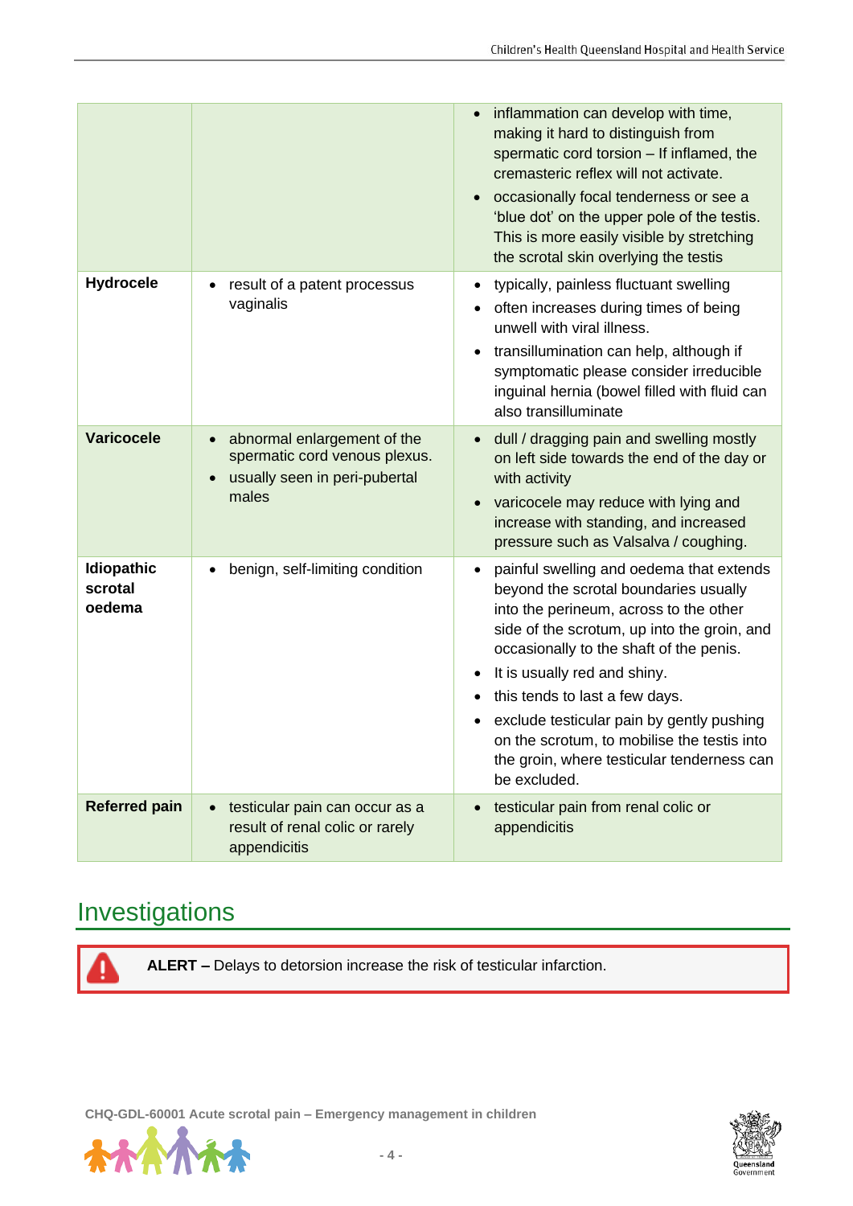| | | |
|---|---|---|
| | | • inflammation can develop with time, making it hard to distinguish from spermatic cord torsion – If inflamed, the cremasteric reflex will not activate.<br>• occasionally focal tenderness or see a 'blue dot' on the upper pole of the testis. This is more easily visible by stretching the scrotal skin overlying the testis |
| **Hydrocele** | • result of a patent processus vaginalis | • typically, painless fluctuant swelling<br>• often increases during times of being unwell with viral illness.<br>• transillumination can help, although if symptomatic please consider irreducible inguinal hernia (bowel filled with fluid can also transilluminate |
| **Varicocele** | • abnormal enlargement of the spermatic cord venous plexus.<br>• usually seen in peri-pubertal males | • dull / dragging pain and swelling mostly on left side towards the end of the day or with activity<br>• varicocele may reduce with lying and increase with standing, and increased pressure such as Valsalva / coughing. |
| **Idiopathic scrotal oedema** | • benign, self-limiting condition | • painful swelling and oedema that extends beyond the scrotal boundaries usually into the perineum, across to the other side of the scrotum, up into the groin, and occasionally to the shaft of the penis.<br>• It is usually red and shiny.<br>• this tends to last a few days.<br>• exclude testicular pain by gently pushing on the scrotum, to mobilise the testis into the groin, where testicular tenderness can be excluded. |
| **Referred pain** | • testicular pain can occur as a result of renal colic or rarely appendicitis | • testicular pain from renal colic or appendicitis |

# Investigations

**ALERT –** Delays to detorsion increase the risk of testicular infarction.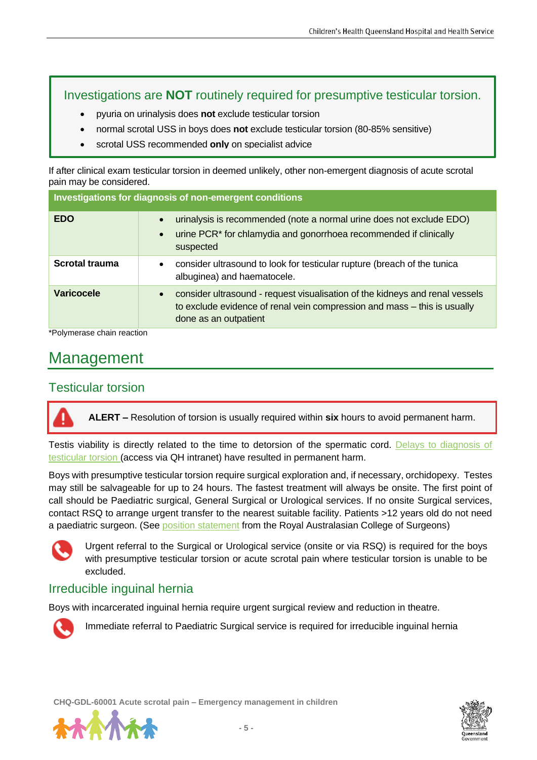**Investigations are NOT routinely required for presumptive testicular torsion.**

- pyuria on urinalysis does **not** exclude testicular torsion
- normal scrotal USS in boys does **not** exclude testicular torsion (80-85% sensitive)
- scrotal USS recommended **only** on specialist advice

If after clinical exam testicular torsion in deemed unlikely, other non-emergent diagnosis of acute scrotal pain may be considered.

| Investigations for diagnosis of non-emergent conditions | |
|---|---|
| **EDO** | • urinalysis is recommended (note a normal urine does not exclude EDO)<br>• urine PCR* for chlamydia and gonorrhoea recommended if clinically suspected |
| **Scrotal trauma** | • consider ultrasound to look for testicular rupture (breach of the tunica albuginea) and haematocele. |
| **Varicocele** | • consider ultrasound - request visualisation of the kidneys and renal vessels to exclude evidence of renal vein compression and mass – this is usually done as an outpatient |

*Polymerase chain reaction

# Management

## Testicular torsion

**ALERT –** Resolution of torsion is usually required within **six** hours to avoid permanent harm.

Testis viability is directly related to the time to detorsion of the spermatic cord. Delays to diagnosis of testicular torsion (access via QH intranet) have resulted in permanent harm.

Boys with presumptive testicular torsion require surgical exploration and, if necessary, orchidopexy. Testes may still be salvageable for up to 24 hours. The fastest treatment will always be onsite. The first point of call should be Paediatric surgical, General Surgical or Urological services. If no onsite Surgical services, contact RSQ to arrange urgent transfer to the nearest suitable facility. Patients >12 years old do not need a paediatric surgeon. (See position statement from the Royal Australasian College of Surgeons)

Urgent referral to the Surgical or Urological service (onsite or via RSQ) is required for the boys with presumptive testicular torsion or acute scrotal pain where testicular torsion is unable to be excluded.

## Irreducible inguinal hernia

Boys with incarcerated inguinal hernia require urgent surgical review and reduction in theatre.

Immediate referral to Paediatric Surgical service is required for irreducible inguinal hernia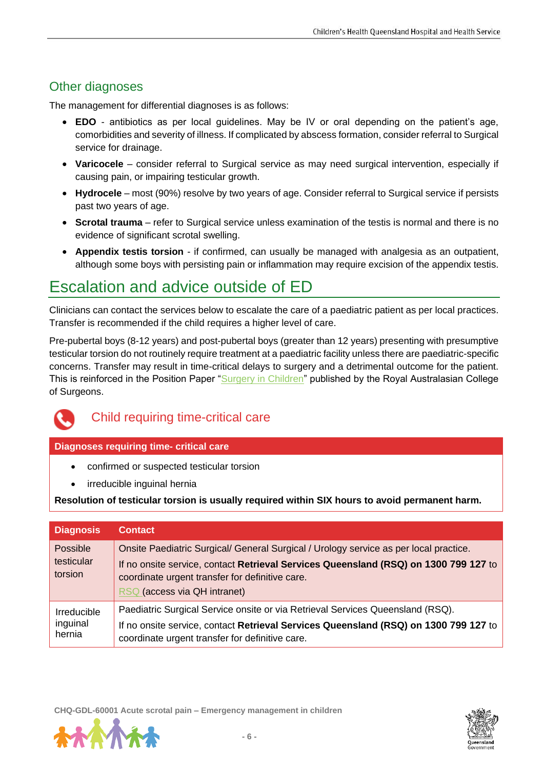## Other diagnoses

The management for differential diagnoses is as follows:

- **EDO** - antibiotics as per local guidelines. May be IV or oral depending on the patient's age, comorbidities and severity of illness. If complicated by abscess formation, consider referral to Surgical service for drainage.
- **Varicocele** – consider referral to Surgical service as may need surgical intervention, especially if causing pain, or impairing testicular growth.
- **Hydrocele** – most (90%) resolve by two years of age. Consider referral to Surgical service if persists past two years of age.
- **Scrotal trauma** – refer to Surgical service unless examination of the testis is normal and there is no evidence of significant scrotal swelling.
- **Appendix testis torsion** - if confirmed, can usually be managed with analgesia as an outpatient, although some boys with persisting pain or inflammation may require excision of the appendix testis.

# Escalation and advice outside of ED

Clinicians can contact the services below to escalate the care of a paediatric patient as per local practices. Transfer is recommended if the child requires a higher level of care.

Pre-pubertal boys (8-12 years) and post-pubertal boys (greater than 12 years) presenting with presumptive testicular torsion do not routinely require treatment at a paediatric facility unless there are paediatric-specific concerns. Transfer may result in time-critical delays to surgery and a detrimental outcome for the patient. This is reinforced in the Position Paper "Surgery in Children" published by the Royal Australasian College of Surgeons.

## Child requiring time-critical care

| Diagnoses requiring time- critical care |
|---|
| • confirmed or suspected testicular torsion<br>• irreducible inguinal hernia<br>**Resolution of testicular torsion is usually required within SIX hours to avoid permanent harm.** |

| Diagnosis | Contact |
|---|---|
| Possible testicular torsion | Onsite Paediatric Surgical/ General Surgical / Urology service as per local practice.<br>If no onsite service, contact **Retrieval Services Queensland (RSQ) on 1300 799 127** to coordinate urgent transfer for definitive care.<br>RSQ (access via QH intranet) |
| Irreducible inguinal hernia | Paediatric Surgical Service onsite or via Retrieval Services Queensland (RSQ).<br>If no onsite service, contact **Retrieval Services Queensland (RSQ) on 1300 799 127** to coordinate urgent transfer for definitive care. |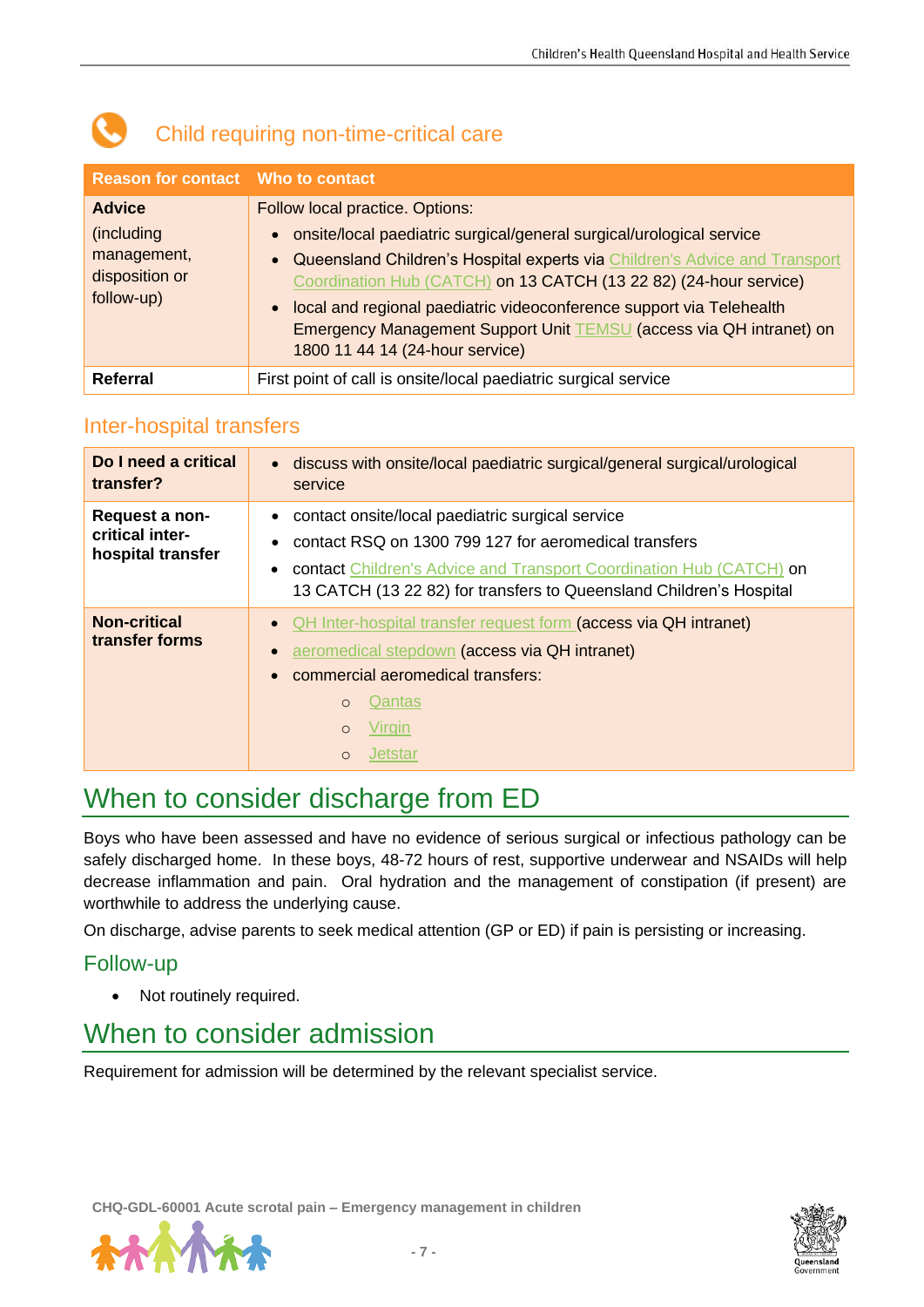## Child requiring non-time-critical care

| Reason for contact | Who to contact |
|---|---|
| **Advice** (including management, disposition or follow-up) | Follow local practice. Options:<br>• onsite/local paediatric surgical/general surgical/urological service<br>• Queensland Children's Hospital experts via Children's Advice and Transport Coordination Hub (CATCH) on 13 CATCH (13 22 82) (24-hour service)<br>• local and regional paediatric videoconference support via Telehealth Emergency Management Support Unit TEMSU (access via QH intranet) on 1800 11 44 14 (24-hour service) |
| **Referral** | First point of call is onsite/local paediatric surgical service |

### Inter-hospital transfers

| | |
|---|---|
| **Do I need a critical transfer?** | • discuss with onsite/local paediatric surgical/general surgical/urological service |
| **Request a non-critical inter-hospital transfer** | • contact onsite/local paediatric surgical service<br>• contact RSQ on 1300 799 127 for aeromedical transfers<br>• contact Children's Advice and Transport Coordination Hub (CATCH) on 13 CATCH (13 22 82) for transfers to Queensland Children's Hospital |
| **Non-critical transfer forms** | • QH Inter-hospital transfer request form (access via QH intranet)<br>• aeromedical stepdown (access via QH intranet)<br>• commercial aeromedical transfers:<br>  ○ Qantas<br>  ○ Virgin<br>  ○ Jetstar |

# When to consider discharge from ED

Boys who have been assessed and have no evidence of serious surgical or infectious pathology can be safely discharged home. In these boys, 48-72 hours of rest, supportive underwear and NSAIDs will help decrease inflammation and pain. Oral hydration and the management of constipation (if present) are worthwhile to address the underlying cause.

On discharge, advise parents to seek medical attention (GP or ED) if pain is persisting or increasing.

## Follow-up

- Not routinely required.

# When to consider admission

Requirement for admission will be determined by the relevant specialist service.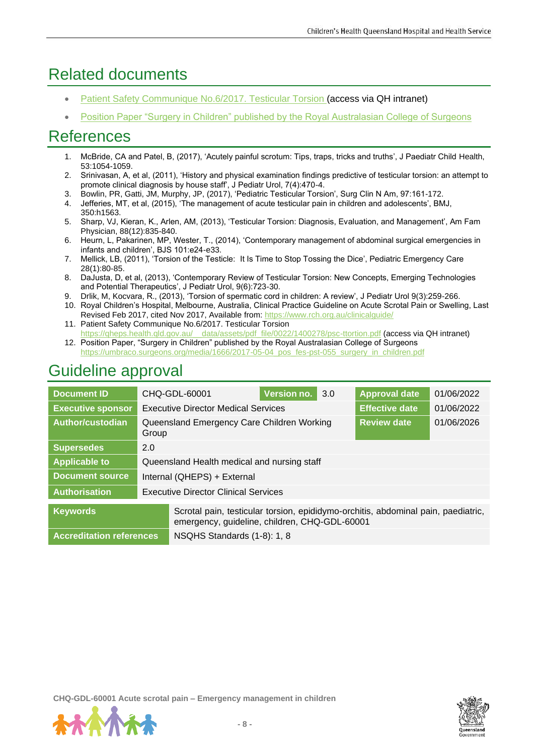## Related documents

- Patient Safety Communique No.6/2017. Testicular Torsion (access via QH intranet)
- Position Paper "Surgery in Children" published by the Royal Australasian College of Surgeons

## References

1. McBride, CA and Patel, B, (2017), 'Acutely painful scrotum: Tips, traps, tricks and truths', J Paediatr Child Health, 53:1054-1059.
2. Srinivasan, A, et al, (2011), 'History and physical examination findings predictive of testicular torsion: an attempt to promote clinical diagnosis by house staff', J Pediatr Urol, 7(4):470-4.
3. Bowlin, PR, Gatti, JM, Murphy, JP, (2017), 'Pediatric Testicular Torsion', Surg Clin N Am, 97:161-172.
4. Jefferies, MT, et al, (2015), 'The management of acute testicular pain in children and adolescents', BMJ, 350:h1563.
5. Sharp, VJ, Kieran, K., Arlen, AM, (2013), 'Testicular Torsion: Diagnosis, Evaluation, and Management', Am Fam Physician, 88(12):835-840.
6. Heurn, L, Pakarinen, MP, Wester, T., (2014), 'Contemporary management of abdominal surgical emergencies in infants and children', BJS 101:e24-e33.
7. Mellick, LB, (2011), 'Torsion of the Testicle: It Is Time to Stop Tossing the Dice', Pediatric Emergency Care 28(1):80-85.
8. DaJusta, D, et al, (2013), 'Contemporary Review of Testicular Torsion: New Concepts, Emerging Technologies and Potential Therapeutics', J Pediatr Urol, 9(6):723-30.
9. Drlik, M, Kocvara, R., (2013), 'Torsion of spermatic cord in children: A review', J Pediatr Urol 9(3):259-266.
10. Royal Children's Hospital, Melbourne, Australia, Clinical Practice Guideline on Acute Scrotal Pain or Swelling, Last Revised Feb 2017, cited Nov 2017, Available from: https://www.rch.org.au/clinicalguide/
11. Patient Safety Communique No.6/2017. Testicular Torsion https://qheps.health.qld.gov.au/__data/assets/pdf_file/0022/1400278/psc-ttortion.pdf (access via QH intranet)
12. Position Paper, "Surgery in Children" published by the Royal Australasian College of Surgeons https://umbraco.surgeons.org/media/1666/2017-05-04_pos_fes-pst-055_surgery_in_children.pdf

## Guideline approval

| | | | | | |
|---|---|---|---|---|---|
| **Document ID** | CHQ-GDL-60001 | **Version no.** | 3.0 | **Approval date** | 01/06/2022 |
| **Executive sponsor** | Executive Director Medical Services | | | **Effective date** | 01/06/2022 |
| **Author/custodian** | Queensland Emergency Care Children Working Group | | | **Review date** | 01/06/2026 |
| **Supersedes** | 2.0 | | | | |
| **Applicable to** | Queensland Health medical and nursing staff | | | | |
| **Document source** | Internal (QHEPS) + External | | | | |
| **Authorisation** | Executive Director Clinical Services | | | | |

| | |
|---|---|
| **Keywords** | Scrotal pain, testicular torsion, epididymo-orchitis, abdominal pain, paediatric, emergency, guideline, children, CHQ-GDL-60001 |
| **Accreditation references** | NSQHS Standards (1-8): 1, 8 |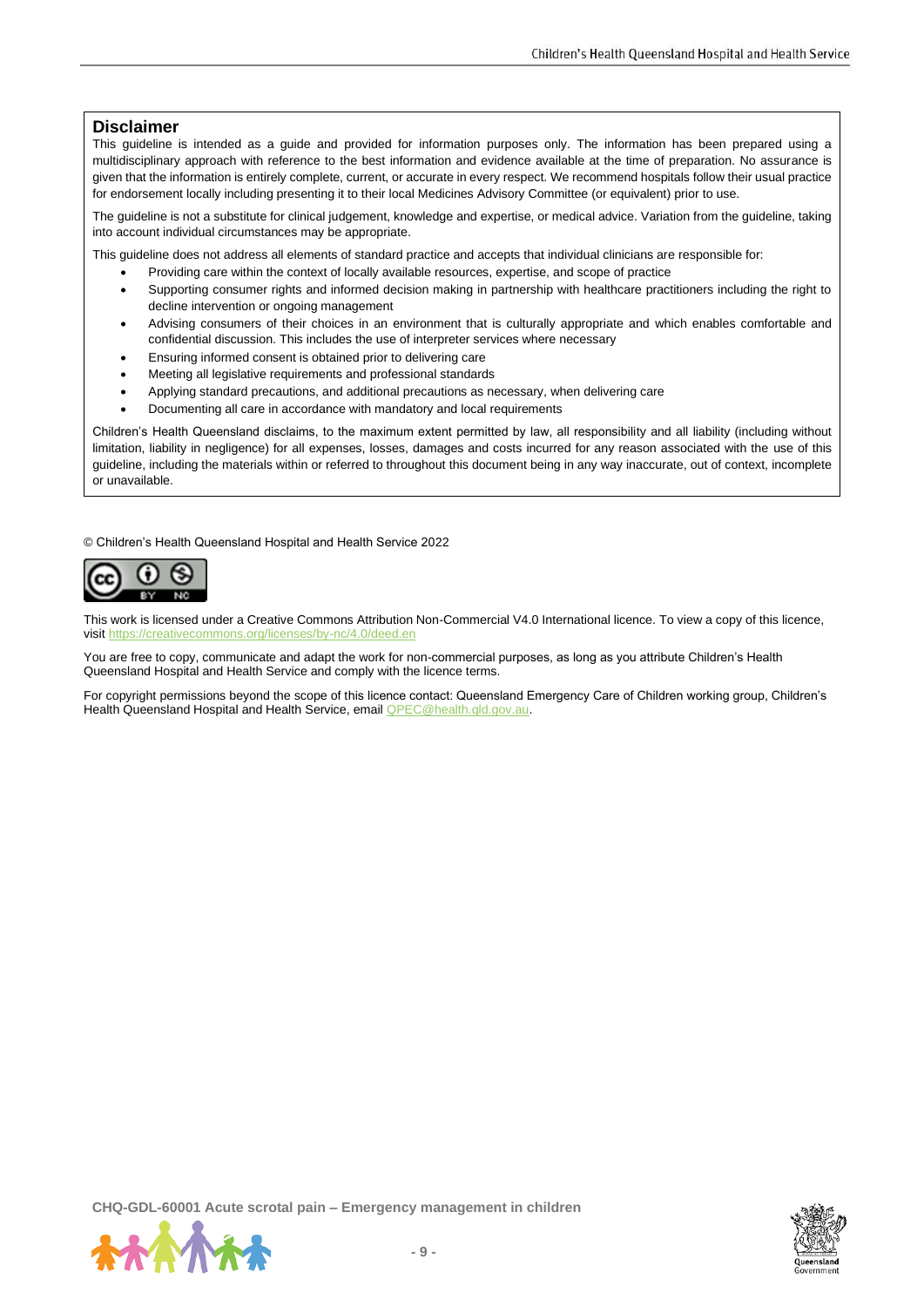## Disclaimer

This guideline is intended as a guide and provided for information purposes only. The information has been prepared using a multidisciplinary approach with reference to the best information and evidence available at the time of preparation. No assurance is given that the information is entirely complete, current, or accurate in every respect. We recommend hospitals follow their usual practice for endorsement locally including presenting it to their local Medicines Advisory Committee (or equivalent) prior to use.

The guideline is not a substitute for clinical judgement, knowledge and expertise, or medical advice. Variation from the guideline, taking into account individual circumstances may be appropriate.

This guideline does not address all elements of standard practice and accepts that individual clinicians are responsible for:

- Providing care within the context of locally available resources, expertise, and scope of practice
- Supporting consumer rights and informed decision making in partnership with healthcare practitioners including the right to decline intervention or ongoing management
- Advising consumers of their choices in an environment that is culturally appropriate and which enables comfortable and confidential discussion. This includes the use of interpreter services where necessary
- Ensuring informed consent is obtained prior to delivering care
- Meeting all legislative requirements and professional standards
- Applying standard precautions, and additional precautions as necessary, when delivering care
- Documenting all care in accordance with mandatory and local requirements

Children's Health Queensland disclaims, to the maximum extent permitted by law, all responsibility and all liability (including without limitation, liability in negligence) for all expenses, losses, damages and costs incurred for any reason associated with the use of this guideline, including the materials within or referred to throughout this document being in any way inaccurate, out of context, incomplete or unavailable.

© Children's Health Queensland Hospital and Health Service 2022

This work is licensed under a Creative Commons Attribution Non-Commercial V4.0 International licence. To view a copy of this licence, visit https://creativecommons.org/licenses/by-nc/4.0/deed.en

You are free to copy, communicate and adapt the work for non-commercial purposes, as long as you attribute Children's Health Queensland Hospital and Health Service and comply with the licence terms.

For copyright permissions beyond the scope of this licence contact: Queensland Emergency Care of Children working group, Children's Health Queensland Hospital and Health Service, email QPEC@health.qld.gov.au.